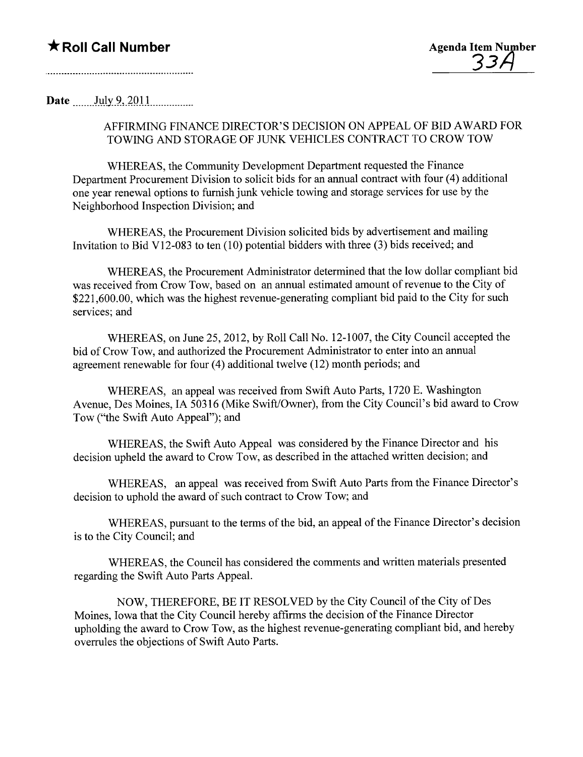★ **Roll Call Number**

Agenda Item Number
33A

Date July 9, 2011

AFFIRMING FINANCE DIRECTOR'S DECISION ON APPEAL OF BID AWARD FOR TOWING AND STORAGE OF JUNK VEHICLES CONTRACT TO CROW TOW

WHEREAS, the Community Development Department requested the Finance Department Procurement Division to solicit bids for an annual contract with four (4) additional one year renewal options to furnish junk vehicle towing and storage services for use by the Neighborhood Inspection Division; and

WHEREAS, the Procurement Division solicited bids by advertisement and mailing Invitation to Bid V12-083 to ten (10) potential bidders with three (3) bids received; and

WHEREAS, the Procurement Administrator determined that the low dollar compliant bid was received from Crow Tow, based on an annual estimated amount of revenue to the City of \$221,600.00, which was the highest revenue-generating compliant bid paid to the City for such services; and

WHEREAS, on June 25, 2012, by Roll Call No. 12-1007, the City Council accepted the bid of Crow Tow, and authorized the Procurement Administrator to enter into an annual agreement renewable for four (4) additional twelve (12) month periods; and

WHEREAS, an appeal was received from Swift Auto Parts, 1720 E. Washington Avenue, Des Moines, IA 50316 (Mike Swift/Owner), from the City Council's bid award to Crow Tow ("the Swift Auto Appeal"); and

WHEREAS, the Swift Auto Appeal was considered by the Finance Director and his decision upheld the award to Crow Tow, as described in the attached written decision; and

WHEREAS, an appeal was received from Swift Auto Parts from the Finance Director's decision to uphold the award of such contract to Crow Tow; and

WHEREAS, pursuant to the terms of the bid, an appeal of the Finance Director's decision is to the City Council; and

WHEREAS, the Council has considered the comments and written materials presented regarding the Swift Auto Parts Appeal.

NOW, THEREFORE, BE IT RESOLVED by the City Council of the City of Des Moines, Iowa that the City Council hereby affirms the decision of the Finance Director upholding the award to Crow Tow, as the highest revenue-generating compliant bid, and hereby overrules the objections of Swift Auto Parts.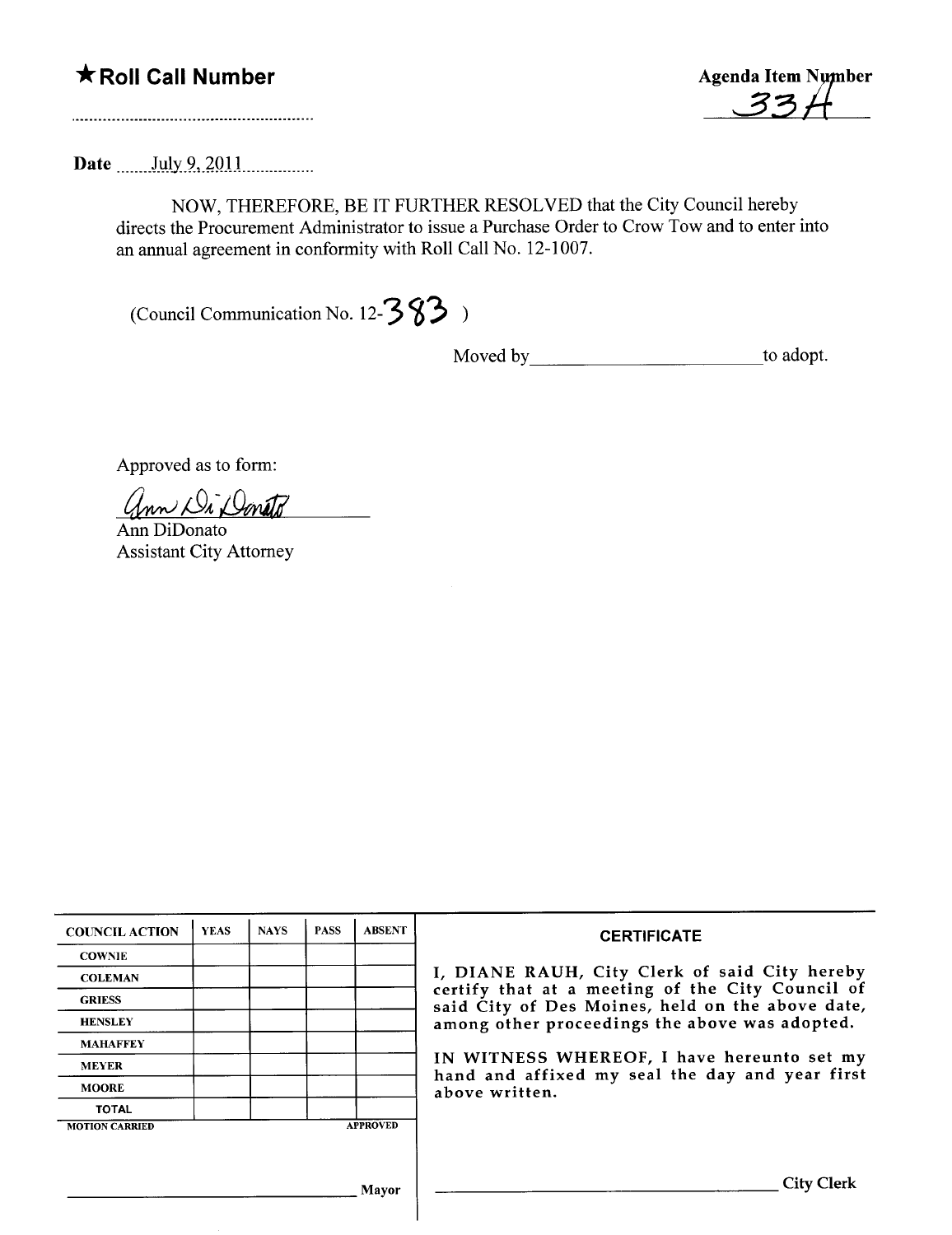★ **Roll Call Number**

..........................................................

**Agenda Item Number**
33H

**Date** .......July 9, 2011...............

NOW, THEREFORE, BE IT FURTHER RESOLVED that the City Council hereby directs the Procurement Administrator to issue a Purchase Order to Crow Tow and to enter into an annual agreement in conformity with Roll Call No. 12-1007.

(Council Communication No. 12-383 )

Moved by________________________to adopt.

Approved as to form:

Ann DiDonato
Ann DiDonato
Assistant City Attorney

| COUNCIL ACTION | YEAS | NAYS | PASS | ABSENT |
| --- | --- | --- | --- | --- |
| COWNIE | | | | |
| COLEMAN | | | | |
| GRIESS | | | | |
| HENSLEY | | | | |
| MAHAFFEY | | | | |
| MEYER | | | | |
| MOORE | | | | |
| TOTAL | | | | |
| MOTION CARRIED | | | | APPROVED |

______________________________ Mayor

**CERTIFICATE**

I, DIANE RAUH, City Clerk of said City hereby certify that at a meeting of the City Council of said City of Des Moines, held on the above date, among other proceedings the above was adopted.

IN WITNESS WHEREOF, I have hereunto set my hand and affixed my seal the day and year first above written.

______________________________ City Clerk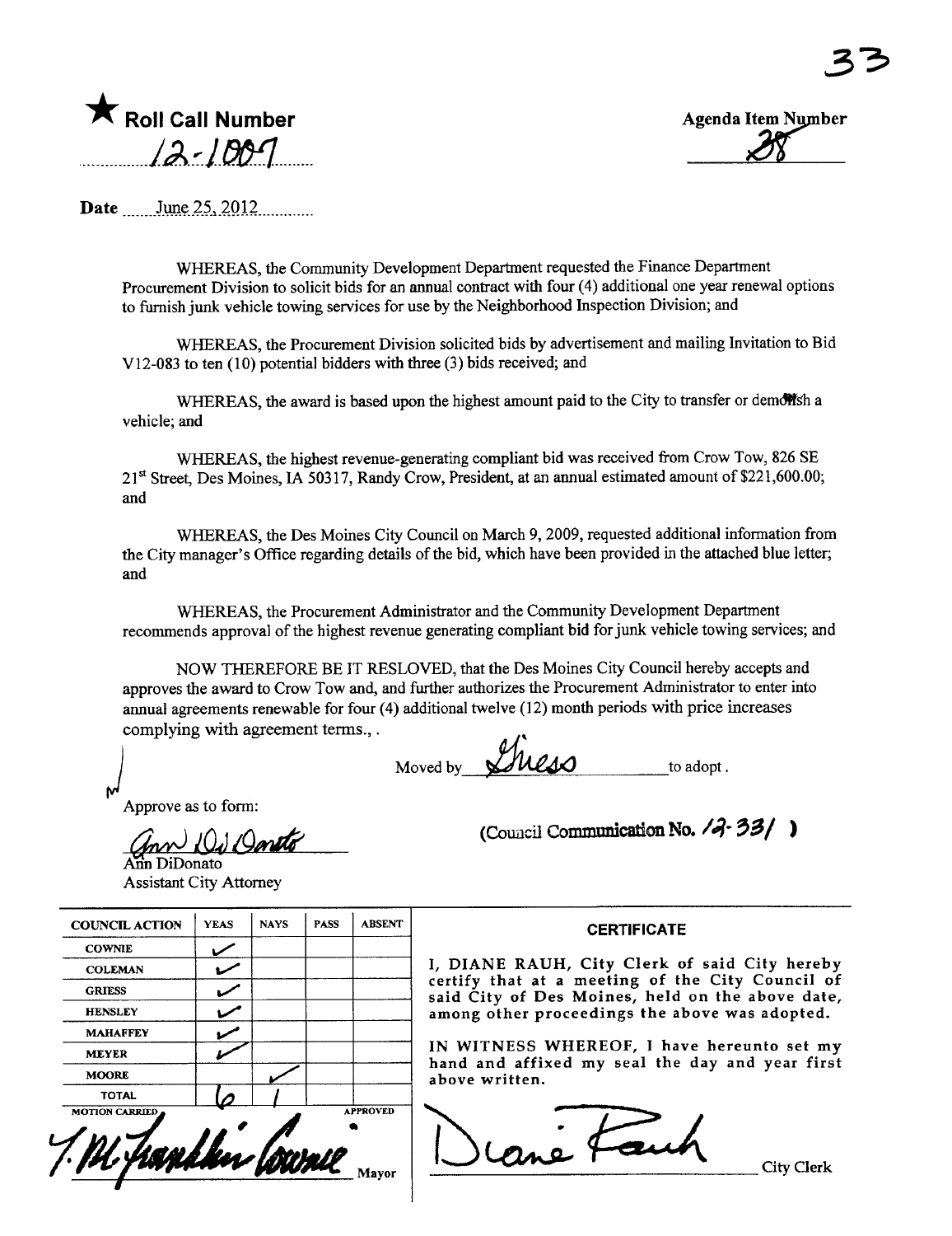33

★ **Roll Call Number**

12-1007

**Agenda Item Number**

38

**Date** June 25, 2012

WHEREAS, the Community Development Department requested the Finance Department Procurement Division to solicit bids for an annual contract with four (4) additional one year renewal options to furnish junk vehicle towing services for use by the Neighborhood Inspection Division; and

WHEREAS, the Procurement Division solicited bids by advertisement and mailing Invitation to Bid V12-083 to ten (10) potential bidders with three (3) bids received; and

WHEREAS, the award is based upon the highest amount paid to the City to transfer or demolish a vehicle; and

WHEREAS, the highest revenue-generating compliant bid was received from Crow Tow, 826 SE 21st Street, Des Moines, IA 50317, Randy Crow, President, at an annual estimated amount of $221,600.00; and

WHEREAS, the Des Moines City Council on March 9, 2009, requested additional information from the City manager's Office regarding details of the bid, which have been provided in the attached blue letter; and

WHEREAS, the Procurement Administrator and the Community Development Department recommends approval of the highest revenue generating compliant bid for junk vehicle towing services; and

NOW THEREFORE BE IT RESLOVED, that the Des Moines City Council hereby accepts and approves the award to Crow Tow and, and further authorizes the Procurement Administrator to enter into annual agreements renewable for four (4) additional twelve (12) month periods with price increases complying with agreement terms., .

Moved by Griess to adopt.

Approve as to form:

Ann DiDonato
Ann DiDonato
Assistant City Attorney

(Council Communication No. 12-331 )

| COUNCIL ACTION | YEAS | NAYS | PASS | ABSENT |
|---|---|---|---|---|
| COWNIE | ✓ | | | |
| COLEMAN | ✓ | | | |
| GRIESS | ✓ | | | |
| HENSLEY | ✓ | | | |
| MAHAFFEY | ✓ | | | |
| MEYER | ✓ | | | |
| MOORE | | ✓ | | |
| TOTAL | 6 | 1 | | |

MOTION CARRIED APPROVED

T. M. Franklin Cownie
Mayor

**CERTIFICATE**

I, DIANE RAUH, City Clerk of said City hereby certify that at a meeting of the City Council of said City of Des Moines, held on the above date, among other proceedings the above was adopted.

IN WITNESS WHEREOF, I have hereunto set my hand and affixed my seal the day and year first above written.

Diane Rauh
City Clerk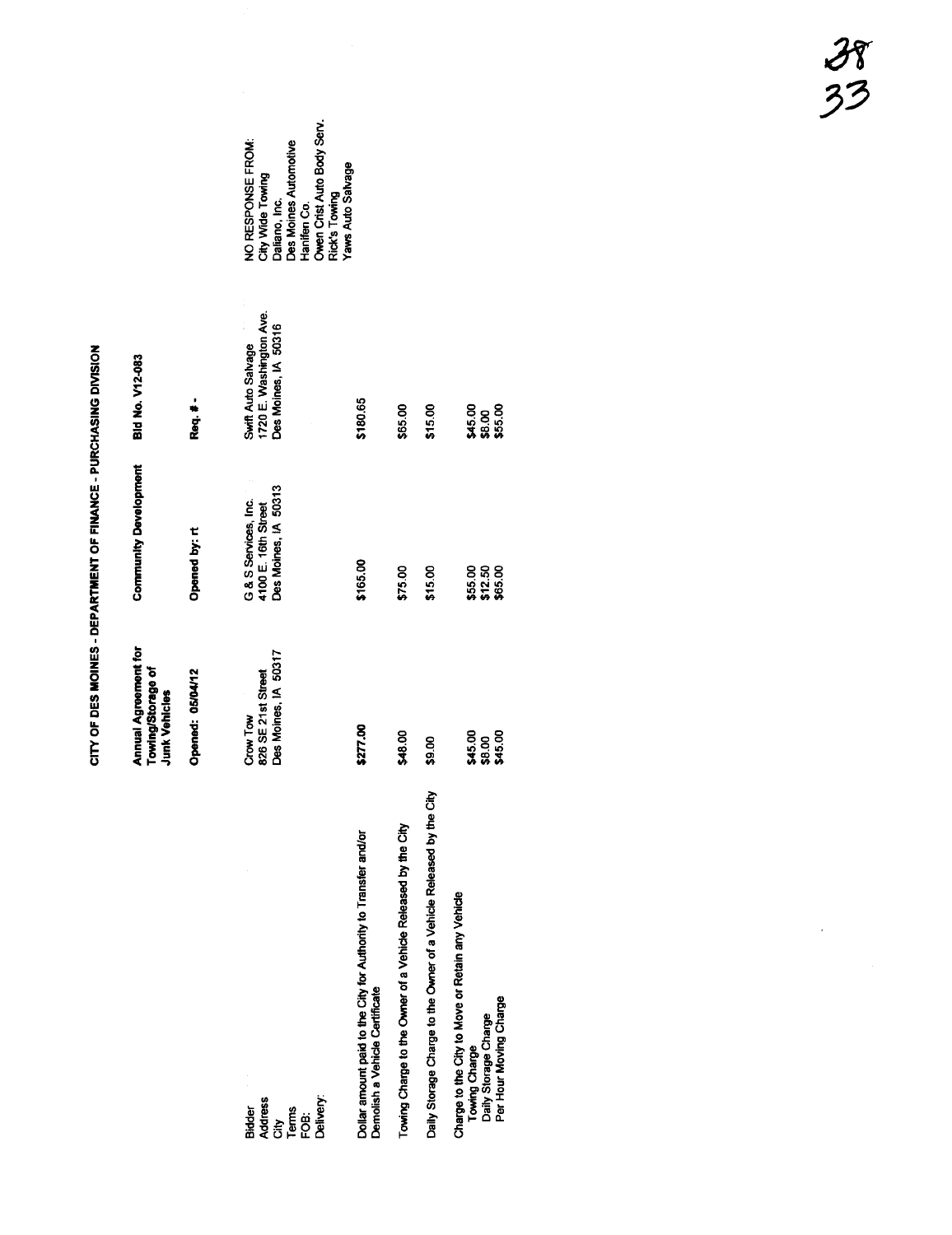# CITY OF DES MOINES - DEPARTMENT OF FINANCE - PURCHASING DIVISION

38
33

| **Annual Agreement for Towing/Storage of Junk Vehicles** | **Community Development** | **Bid No. V12-083** |
|---|---|---|
| **Opened: 05/04/12** | **Opened by: rt** | **Req. # -** |

| | | | | |
|---|---|---|---|---|
| Bidder<br>Address<br>City<br>Terms<br>FOB:<br>Delivery: | Crow Tow<br>826 SE 21st Street<br>Des Moines, IA 50317 | G & S Services, Inc.<br>4100 E. 16th Street<br>Des Moines, IA 50313 | Swift Auto Salvage<br>1720 E. Washington Ave.<br>Des Moines, IA 50316 | NO RESPONSE FROM:<br>City Wide Towing<br>Daliano, Inc.<br>Des Moines Automotive<br>Hanifen Co.<br>Owen Crist Auto Body Serv.<br>Rick's Towing<br>Yaws Auto Salvage |
| Dollar amount paid to the City for Authority to Transfer and/or Demolish a Vehicle Certificate | $277.00 | $165.00 | $180.65 | |
| Towing Charge to the Owner of a Vehicle Released by the City | $48.00 | $75.00 | $65.00 | |
| Daily Storage Charge to the Owner of a Vehicle Released by the City | $9.00 | $15.00 | $15.00 | |
| Charge to the City to Move or Retain any Vehicle | | | | |
| Towing Charge | $45.00 | $55.00 | $45.00 | |
| Daily Storage Charge | $8.00 | $12.50 | $8.00 | |
| Per Hour Moving Charge | $45.00 | $65.00 | $55.00 | |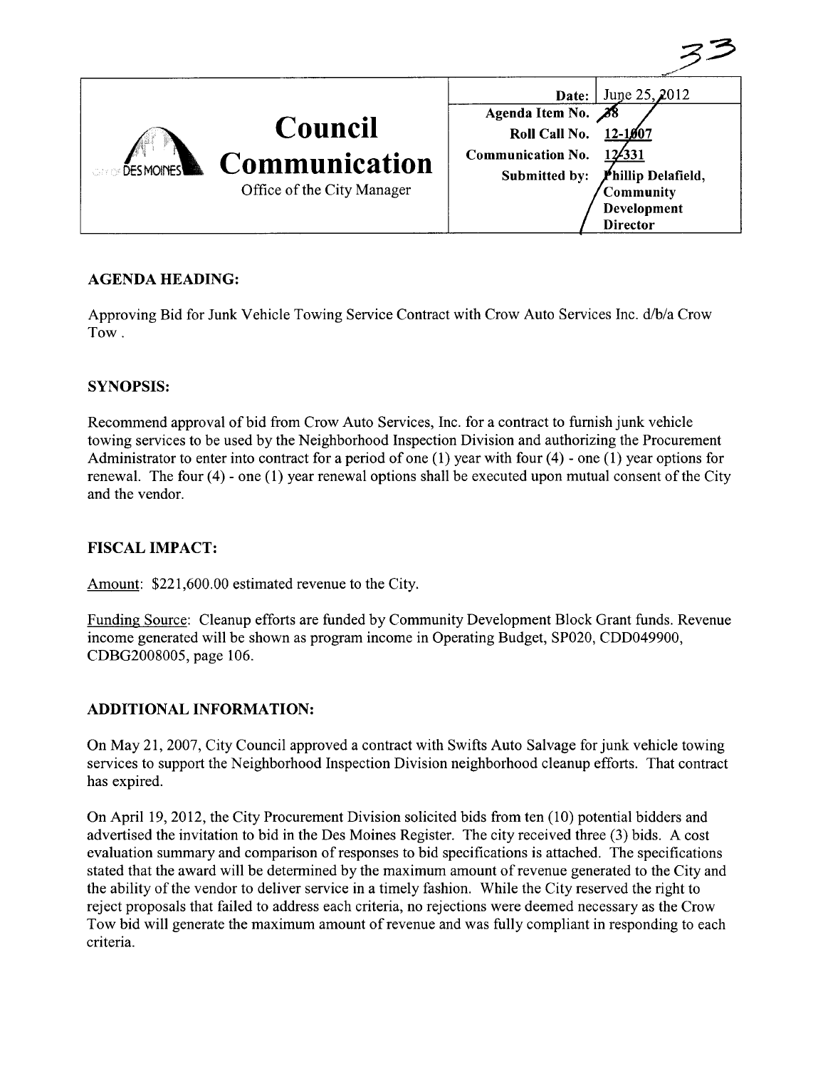33

| | | Date: | June 25, 2012 |
|---|---|---|---|
| **Council Communication** | | Agenda Item No. | 38 |
| Office of the City Manager | | Roll Call No. | 12-1007 |
| | | Communication No. | 12-331 |
| | | Submitted by: | Phillip Delafield, Community Development Director |

## AGENDA HEADING:

Approving Bid for Junk Vehicle Towing Service Contract with Crow Auto Services Inc. d/b/a Crow Tow .

## SYNOPSIS:

Recommend approval of bid from Crow Auto Services, Inc. for a contract to furnish junk vehicle towing services to be used by the Neighborhood Inspection Division and authorizing the Procurement Administrator to enter into contract for a period of one (1) year with four (4) - one (1) year options for renewal. The four (4) - one (1) year renewal options shall be executed upon mutual consent of the City and the vendor.

## FISCAL IMPACT:

Amount: $221,600.00 estimated revenue to the City.

Funding Source: Cleanup efforts are funded by Community Development Block Grant funds. Revenue income generated will be shown as program income in Operating Budget, SP020, CDD049900, CDBG2008005, page 106.

## ADDITIONAL INFORMATION:

On May 21, 2007, City Council approved a contract with Swifts Auto Salvage for junk vehicle towing services to support the Neighborhood Inspection Division neighborhood cleanup efforts. That contract has expired.

On April 19, 2012, the City Procurement Division solicited bids from ten (10) potential bidders and advertised the invitation to bid in the Des Moines Register. The city received three (3) bids. A cost evaluation summary and comparison of responses to bid specifications is attached. The specifications stated that the award will be determined by the maximum amount of revenue generated to the City and the ability of the vendor to deliver service in a timely fashion. While the City reserved the right to reject proposals that failed to address each criteria, no rejections were deemed necessary as the Crow Tow bid will generate the maximum amount of revenue and was fully compliant in responding to each criteria.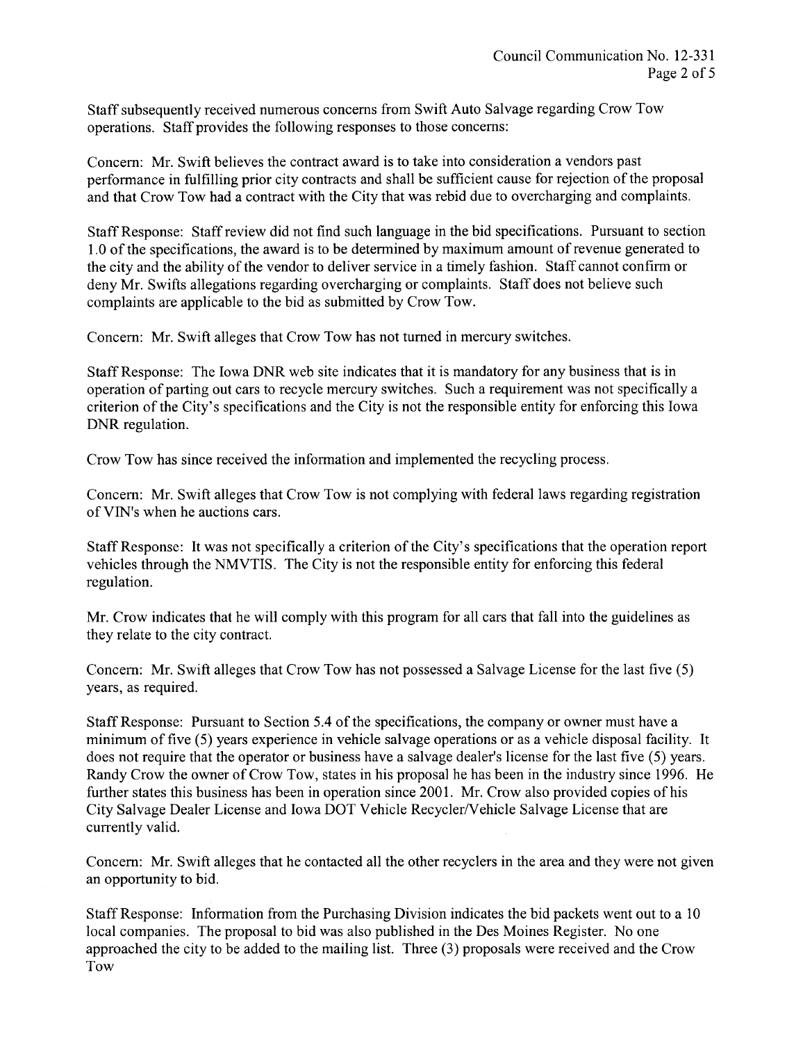Staff subsequently received numerous concerns from Swift Auto Salvage regarding Crow Tow operations. Staff provides the following responses to those concerns:

Concern: Mr. Swift believes the contract award is to take into consideration a vendors past performance in fulfilling prior city contracts and shall be sufficient cause for rejection of the proposal and that Crow Tow had a contract with the City that was rebid due to overcharging and complaints.

Staff Response: Staff review did not find such language in the bid specifications. Pursuant to section 1.0 of the specifications, the award is to be determined by maximum amount of revenue generated to the city and the ability of the vendor to deliver service in a timely fashion. Staff cannot confirm or deny Mr. Swifts allegations regarding overcharging or complaints. Staff does not believe such complaints are applicable to the bid as submitted by Crow Tow.

Concern: Mr. Swift alleges that Crow Tow has not turned in mercury switches.

Staff Response: The Iowa DNR web site indicates that it is mandatory for any business that is in operation of parting out cars to recycle mercury switches. Such a requirement was not specifically a criterion of the City's specifications and the City is not the responsible entity for enforcing this Iowa DNR regulation.

Crow Tow has since received the information and implemented the recycling process.

Concern: Mr. Swift alleges that Crow Tow is not complying with federal laws regarding registration of VIN's when he auctions cars.

Staff Response: It was not specifically a criterion of the City's specifications that the operation report vehicles through the NMVTIS. The City is not the responsible entity for enforcing this federal regulation.

Mr. Crow indicates that he will comply with this program for all cars that fall into the guidelines as they relate to the city contract.

Concern: Mr. Swift alleges that Crow Tow has not possessed a Salvage License for the last five (5) years, as required.

Staff Response: Pursuant to Section 5.4 of the specifications, the company or owner must have a minimum of five (5) years experience in vehicle salvage operations or as a vehicle disposal facility. It does not require that the operator or business have a salvage dealer's license for the last five (5) years. Randy Crow the owner of Crow Tow, states in his proposal he has been in the industry since 1996. He further states this business has been in operation since 2001. Mr. Crow also provided copies of his City Salvage Dealer License and Iowa DOT Vehicle Recycler/Vehicle Salvage License that are currently valid.

Concern: Mr. Swift alleges that he contacted all the other recyclers in the area and they were not given an opportunity to bid.

Staff Response: Information from the Purchasing Division indicates the bid packets went out to a 10 local companies. The proposal to bid was also published in the Des Moines Register. No one approached the city to be added to the mailing list. Three (3) proposals were received and the Crow Tow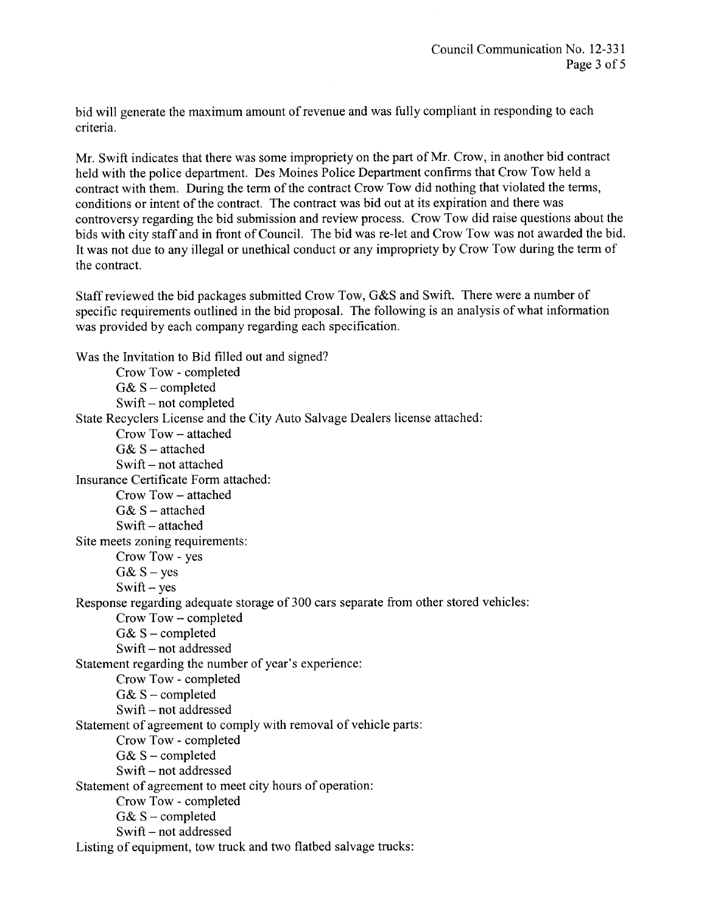bid will generate the maximum amount of revenue and was fully compliant in responding to each criteria.

Mr. Swift indicates that there was some impropriety on the part of Mr. Crow, in another bid contract held with the police department. Des Moines Police Department confirms that Crow Tow held a contract with them. During the term of the contract Crow Tow did nothing that violated the terms, conditions or intent of the contract. The contract was bid out at its expiration and there was controversy regarding the bid submission and review process. Crow Tow did raise questions about the bids with city staff and in front of Council. The bid was re-let and Crow Tow was not awarded the bid. It was not due to any illegal or unethical conduct or any impropriety by Crow Tow during the term of the contract.

Staff reviewed the bid packages submitted Crow Tow, G&S and Swift. There were a number of specific requirements outlined in the bid proposal. The following is an analysis of what information was provided by each company regarding each specification.

Was the Invitation to Bid filled out and signed?
- Crow Tow - completed
- G& S – completed
- Swift – not completed

State Recyclers License and the City Auto Salvage Dealers license attached:
- Crow Tow – attached
- G& S – attached
- Swift – not attached

Insurance Certificate Form attached:
- Crow Tow – attached
- G& S – attached
- Swift – attached

Site meets zoning requirements:
- Crow Tow - yes
- G& S – yes
- Swift – yes

Response regarding adequate storage of 300 cars separate from other stored vehicles:
- Crow Tow – completed
- G& S – completed
- Swift – not addressed

Statement regarding the number of year's experience:
- Crow Tow - completed
- G& S – completed
- Swift – not addressed

Statement of agreement to comply with removal of vehicle parts:
- Crow Tow - completed
- G& S – completed
- Swift – not addressed

Statement of agreement to meet city hours of operation:
- Crow Tow - completed
- G& S – completed
- Swift – not addressed

Listing of equipment, tow truck and two flatbed salvage trucks: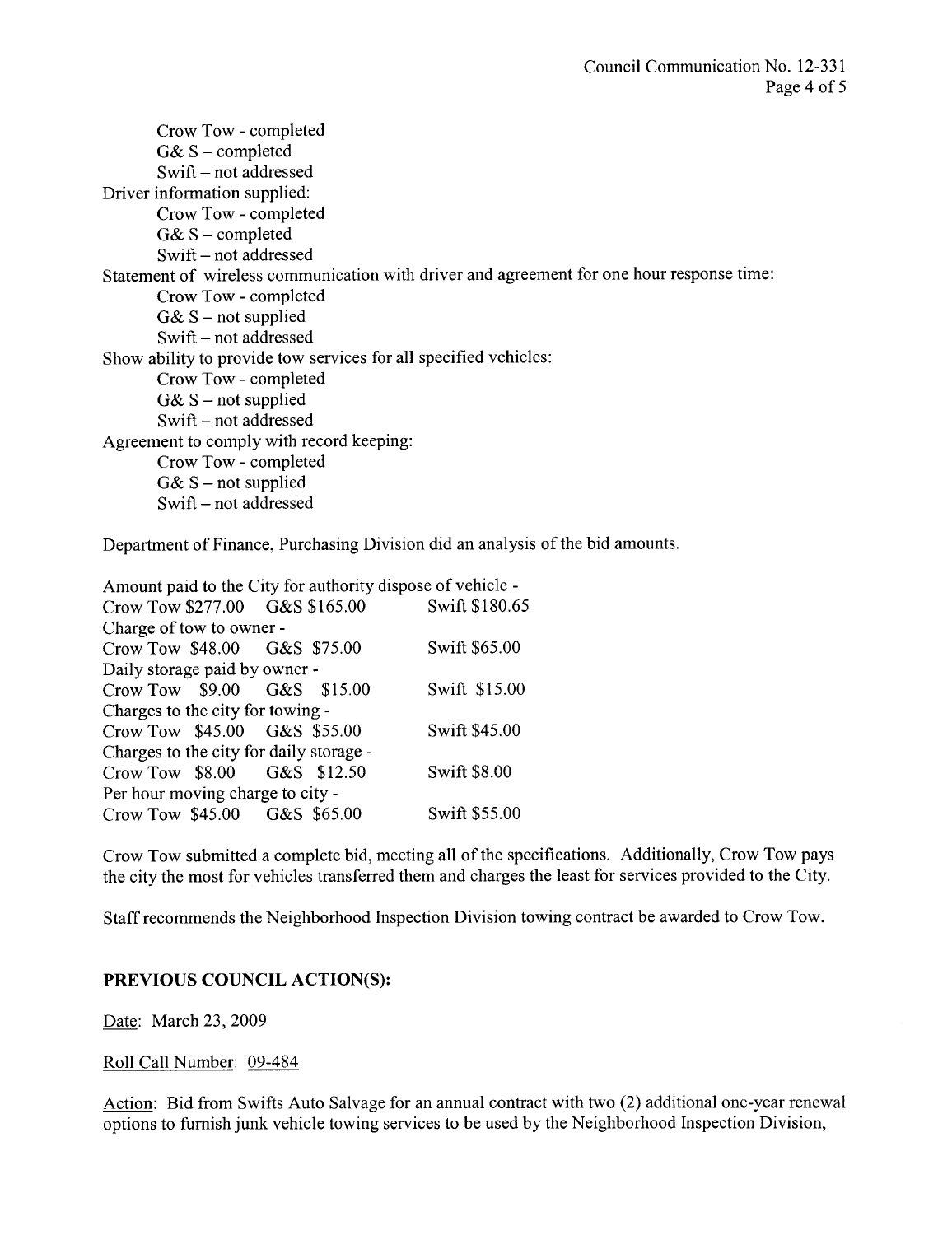Crow Tow - completed
G& S – completed
Swift – not addressed

Driver information supplied:
Crow Tow - completed
G& S – completed
Swift – not addressed

Statement of wireless communication with driver and agreement for one hour response time:
Crow Tow - completed
G& S – not supplied
Swift – not addressed

Show ability to provide tow services for all specified vehicles:
Crow Tow - completed
G& S – not supplied
Swift – not addressed

Agreement to comply with record keeping:
Crow Tow - completed
G& S – not supplied
Swift – not addressed

Department of Finance, Purchasing Division did an analysis of the bid amounts.

Amount paid to the City for authority dispose of vehicle -
Crow Tow $277.00 G&S $165.00 Swift $180.65
Charge of tow to owner -
Crow Tow $48.00 G&S $75.00 Swift $65.00
Daily storage paid by owner -
Crow Tow $9.00 G&S $15.00 Swift $15.00
Charges to the city for towing -
Crow Tow $45.00 G&S $55.00 Swift $45.00
Charges to the city for daily storage -
Crow Tow $8.00 G&S $12.50 Swift $8.00
Per hour moving charge to city -
Crow Tow $45.00 G&S $65.00 Swift $55.00

Crow Tow submitted a complete bid, meeting all of the specifications. Additionally, Crow Tow pays the city the most for vehicles transferred them and charges the least for services provided to the City.

Staff recommends the Neighborhood Inspection Division towing contract be awarded to Crow Tow.

**PREVIOUS COUNCIL ACTION(S):**

Date: March 23, 2009

Roll Call Number: 09-484

Action: Bid from Swifts Auto Salvage for an annual contract with two (2) additional one-year renewal options to furnish junk vehicle towing services to be used by the Neighborhood Inspection Division,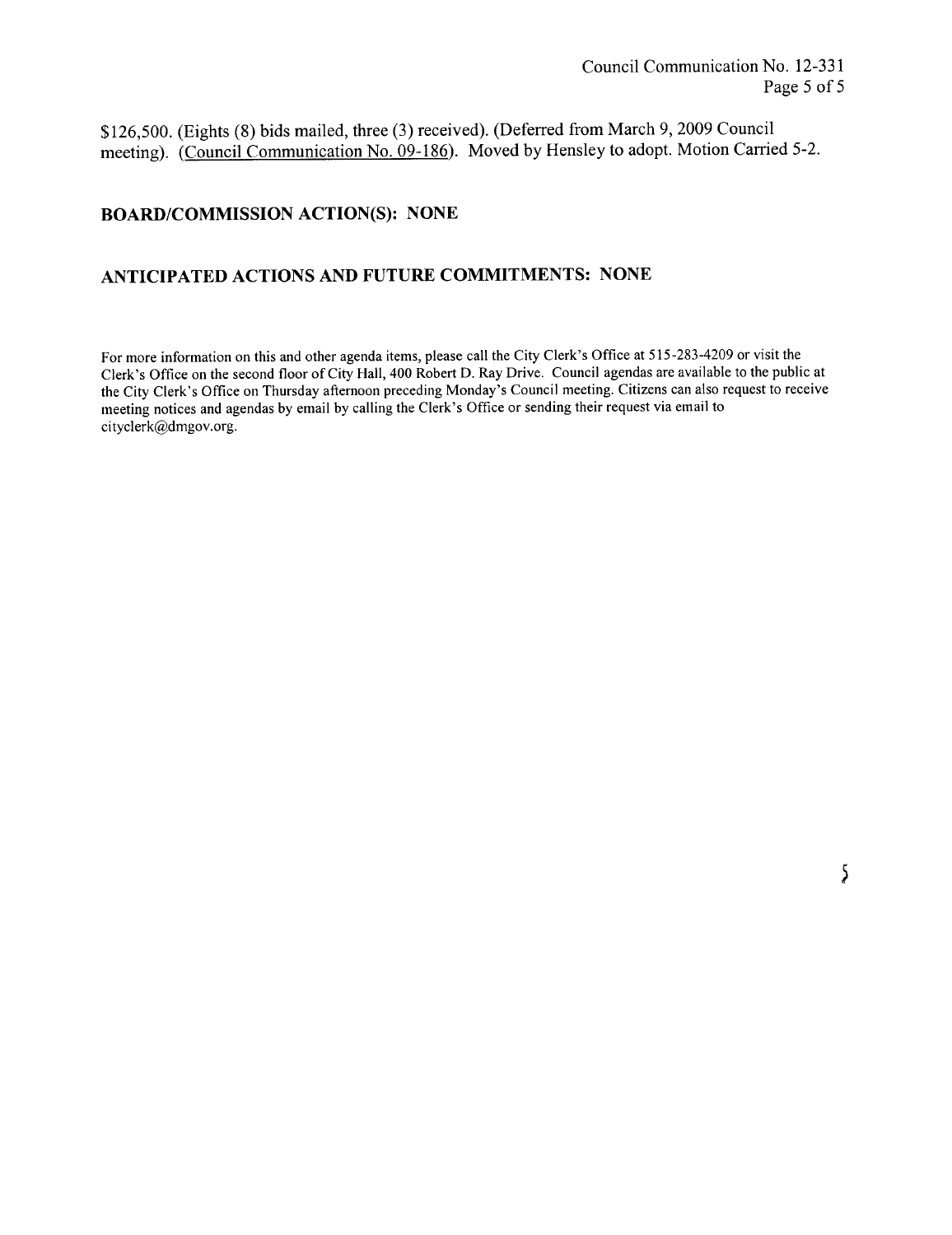$126,500. (Eights (8) bids mailed, three (3) received). (Deferred from March 9, 2009 Council meeting). (Council Communication No. 09-186). Moved by Hensley to adopt. Motion Carried 5-2.

## BOARD/COMMISSION ACTION(S): NONE

## ANTICIPATED ACTIONS AND FUTURE COMMITMENTS: NONE

For more information on this and other agenda items, please call the City Clerk's Office at 515-283-4209 or visit the Clerk's Office on the second floor of City Hall, 400 Robert D. Ray Drive. Council agendas are available to the public at the City Clerk's Office on Thursday afternoon preceding Monday's Council meeting. Citizens can also request to receive meeting notices and agendas by email by calling the Clerk's Office or sending their request via email to cityclerk@dmgov.org.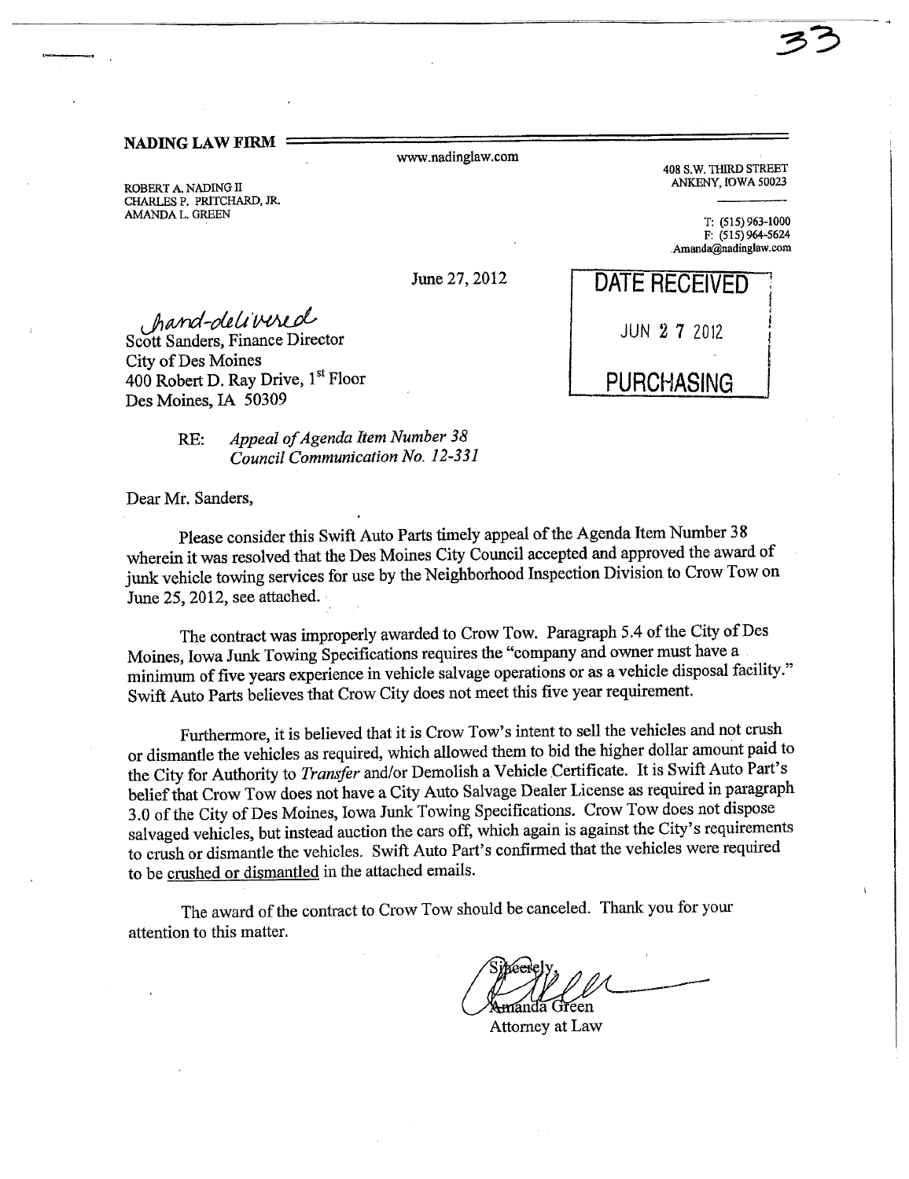33

**NADING LAW FIRM**

www.nadinglaw.com

ROBERT A. NADING II
CHARLES P. PRITCHARD, JR.
AMANDA L. GREEN

408 S.W. THIRD STREET
ANKENY, IOWA 50023

T: (515) 963-1000
F: (515) 964-5624
Amanda@nadinglaw.com

June 27, 2012

DATE RECEIVED
JUN 27 2012
PURCHASING

*hand-delivered*
Scott Sanders, Finance Director
City of Des Moines
400 Robert D. Ray Drive, 1st Floor
Des Moines, IA 50309

RE: *Appeal of Agenda Item Number 38*
*Council Communication No. 12-331*

Dear Mr. Sanders,

Please consider this Swift Auto Parts timely appeal of the Agenda Item Number 38 wherein it was resolved that the Des Moines City Council accepted and approved the award of junk vehicle towing services for use by the Neighborhood Inspection Division to Crow Tow on June 25, 2012, see attached.

The contract was improperly awarded to Crow Tow. Paragraph 5.4 of the City of Des Moines, Iowa Junk Towing Specifications requires the "company and owner must have a minimum of five years experience in vehicle salvage operations or as a vehicle disposal facility." Swift Auto Parts believes that Crow City does not meet this five year requirement.

Furthermore, it is believed that it is Crow Tow's intent to sell the vehicles and not crush or dismantle the vehicles as required, which allowed them to bid the higher dollar amount paid to the City for Authority to *Transfer* and/or Demolish a Vehicle Certificate. It is Swift Auto Part's belief that Crow Tow does not have a City Auto Salvage Dealer License as required in paragraph 3.0 of the City of Des Moines, Iowa Junk Towing Specifications. Crow Tow does not dispose salvaged vehicles, but instead auction the cars off, which again is against the City's requirements to crush or dismantle the vehicles. Swift Auto Part's confirmed that the vehicles were required to be crushed or dismantled in the attached emails.

The award of the contract to Crow Tow should be canceled. Thank you for your attention to this matter.

Sincerely,

Amanda Green
Attorney at Law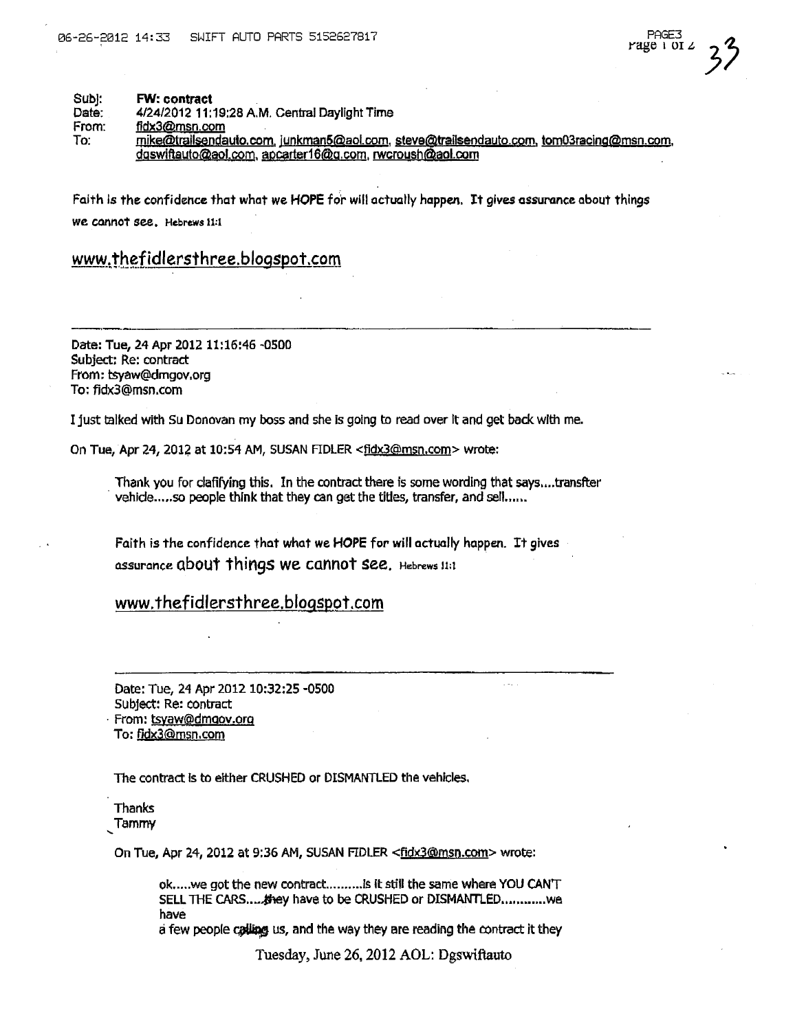Subj: **FW: contract**
Date: 4/24/2012 11:19:28 A.M. Central Daylight Time
From: fidx3@msn.com
To: mike@trailsendauto.com, junkman5@aol.com, steve@trailsendauto.com, tom03racing@msn.com, dgswiftauto@aol.com, apcarter16@q.com, rwcroush@aol.com

Faith is the confidence that what we HOPE for will actually happen. It gives assurance about things we cannot see. Hebrews 11:1

www.thefidlersthree.blogspot.com

---

Date: Tue, 24 Apr 2012 11:16:46 -0500
Subject: Re: contract
From: tsyaw@dmgov.org
To: fidx3@msn.com

I just talked with Su Donovan my boss and she is going to read over it and get back with me.

On Tue, Apr 24, 2012 at 10:54 AM, SUSAN FIDLER <fidx3@msn.com> wrote:

> Thank you for clafifying this. In the contract there is some wording that says....transfter vehicle.....so people think that they can get the titles, transfer, and sell......
>
> Faith is the confidence that what we HOPE for will actually happen. It gives assurance about things we cannot see. Hebrews 11:1
>
> www.thefidlersthree.blogspot.com
>
> ---
>
> Date: Tue, 24 Apr 2012 10:32:25 -0500
> Subject: Re: contract
> From: tsyaw@dmgov.org
> To: fidx3@msn.com
>
> The contract is to either CRUSHED or DISMANTLED the vehicles.
>
> Thanks
> Tammy
>
> On Tue, Apr 24, 2012 at 9:36 AM, SUSAN FIDLER <fidx3@msn.com> wrote:
>
> > ok.....we got the new contract..........is it still the same where YOU CAN'T SELL THE CARS.....they have to be CRUSHED or DISMANTLED............we have
> > a few people calling us, and the way they are reading the contract it they

Tuesday, June 26, 2012 AOL: Dgswiftauto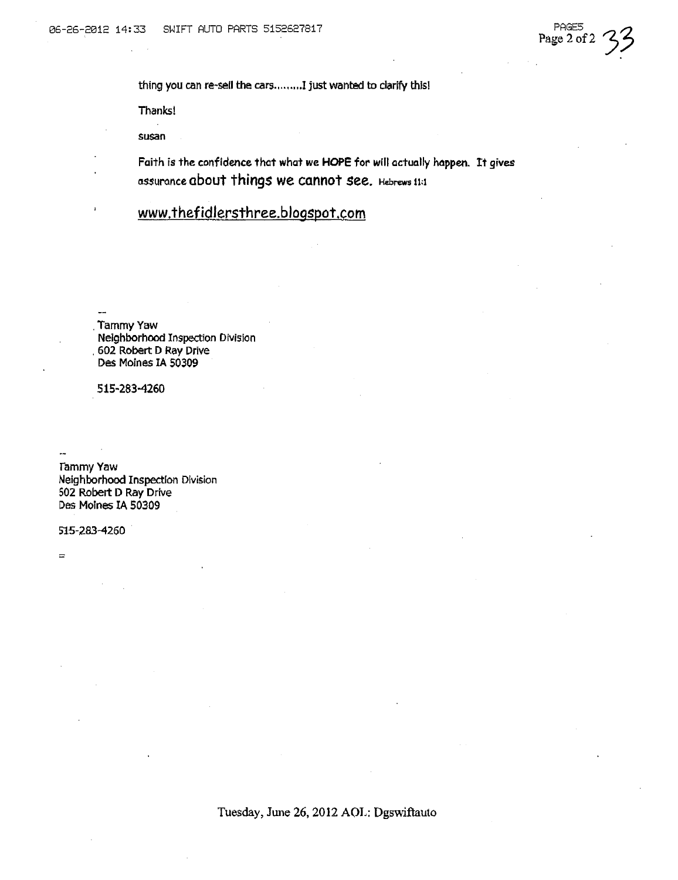thing you can re-sell the cars.........I just wanted to clarify this!

Thanks!

susan

Faith is the confidence that what we **HOPE** for will actually happen. It gives assurance about things we cannot see. Hebrews 11:1

www.thefidlersthree.blogspot.com

--
Tammy Yaw
Neighborhood Inspection Division
602 Robert D Ray Drive
Des Moines IA 50309

515-283-4260

--
Tammy Yaw
Neighborhood Inspection Division
602 Robert D Ray Drive
Des Moines IA 50309

515-283-4260

=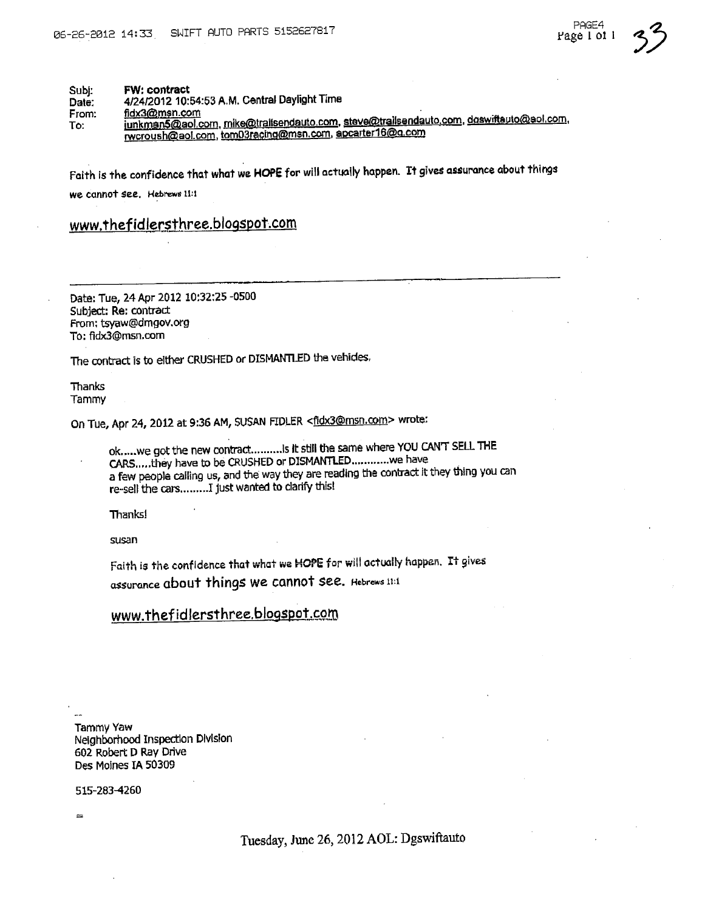| | |
|---|---|
| Subj: | **FW: contract** |
| Date: | 4/24/2012 10:54:53 A.M. Central Daylight Time |
| From: | fidx3@msn.com |
| To: | junkman5@aol.com, mike@trailsendauto.com, steve@trailsendauto.com, dgswiftauto@aol.com, rwcroush@aol.com, tom03racing@msn.com, apcarter16@q.com |

Faith is the confidence that what we **HOPE** for will actually happen. It gives assurance about things we cannot see. Hebrews 11:1

www.thefidlersthree.blogspot.com

---

Date: Tue, 24 Apr 2012 10:32:25 -0500
Subject: Re: contract
From: tsyaw@dmgov.org
To: fidx3@msn.com

The contract is to either CRUSHED or DISMANTLED the vehicles.

Thanks
Tammy

On Tue, Apr 24, 2012 at 9:36 AM, SUSAN FIDLER <fidx3@msn.com> wrote:

> ok.....we got the new contract..........Is it still the same where YOU CAN'T SELL THE CARS.....they have to be CRUSHED or DISMANTLED...........we have a few people calling us, and the way they are reading the contract it they thing you can re-sell the cars.........I just wanted to clarify this!
>
> Thanks!
>
> susan
>
> Faith is the confidence that what we **HOPE** for will actually happen. It gives assurance about things we cannot see. Hebrews 11:1
>
> www.thefidlersthree.blogspot.com

--
Tammy Yaw
Neighborhood Inspection Division
602 Robert D Ray Drive
Des Moines IA 50309

515-283-4260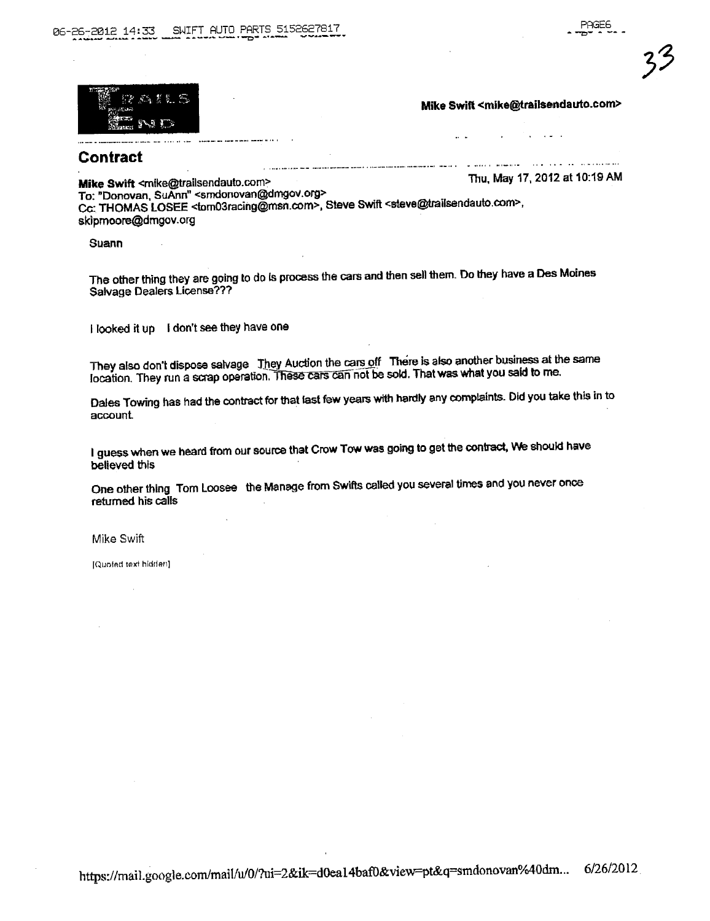Mike Swift <mike@trailsendauto.com>

## Contract

**Mike Swift** <mike@trailsendauto.com> Thu, May 17, 2012 at 10:19 AM
To: "Donovan, SuAnn" <smdonovan@dmgov.org>
Cc: THOMAS LOSEE <tom03racing@msn.com>, Steve Swift <steve@trailsendauto.com>, skipmoore@dmgov.org

Suann

The other thing they are going to do is process the cars and then sell them. Do they have a Des Moines Salvage Dealers License???

I looked it up I don't see they have one

They also don't dispose salvage They Auction the cars off There is also another business at the same location. They run a scrap operation. These cars can not be sold. That was what you said to me.

Dales Towing has had the contract for that last few years with hardly any complaints. Did you take this in to account.

I guess when we heard from our source that Crow Tow was going to get the contract, We should have believed this

One other thing Tom Loosee the Manage from Swifts called you several times and you never once returned his calls

Mike Swift

[Quoted text hidden]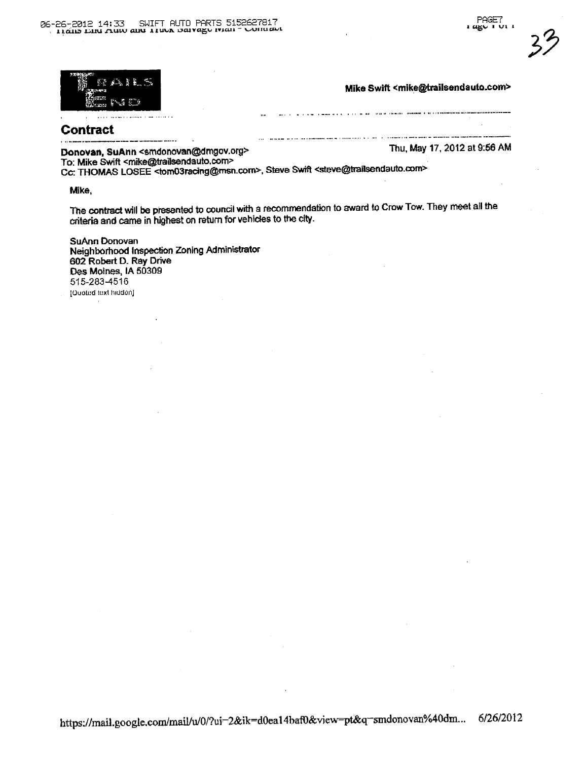Mike Swift <mike@trailsendauto.com>

## Contract

**Donovan, SuAnn** <smdonovan@dmgov.org>    Thu, May 17, 2012 at 9:56 AM
To: Mike Swift <mike@trailsendauto.com>
Cc: THOMAS LOSEE <tom03racing@msn.com>, Steve Swift <steve@trailsendauto.com>

Mike,

The contract will be presented to council with a recommendation to award to Crow Tow. They meet all the criteria and came in highest on return for vehicles to the city.

SuAnn Donovan
Neighborhood Inspection Zoning Administrator
602 Robert D. Ray Drive
Des Moines, IA 50309
515-283-4516
[Quoted text hidden]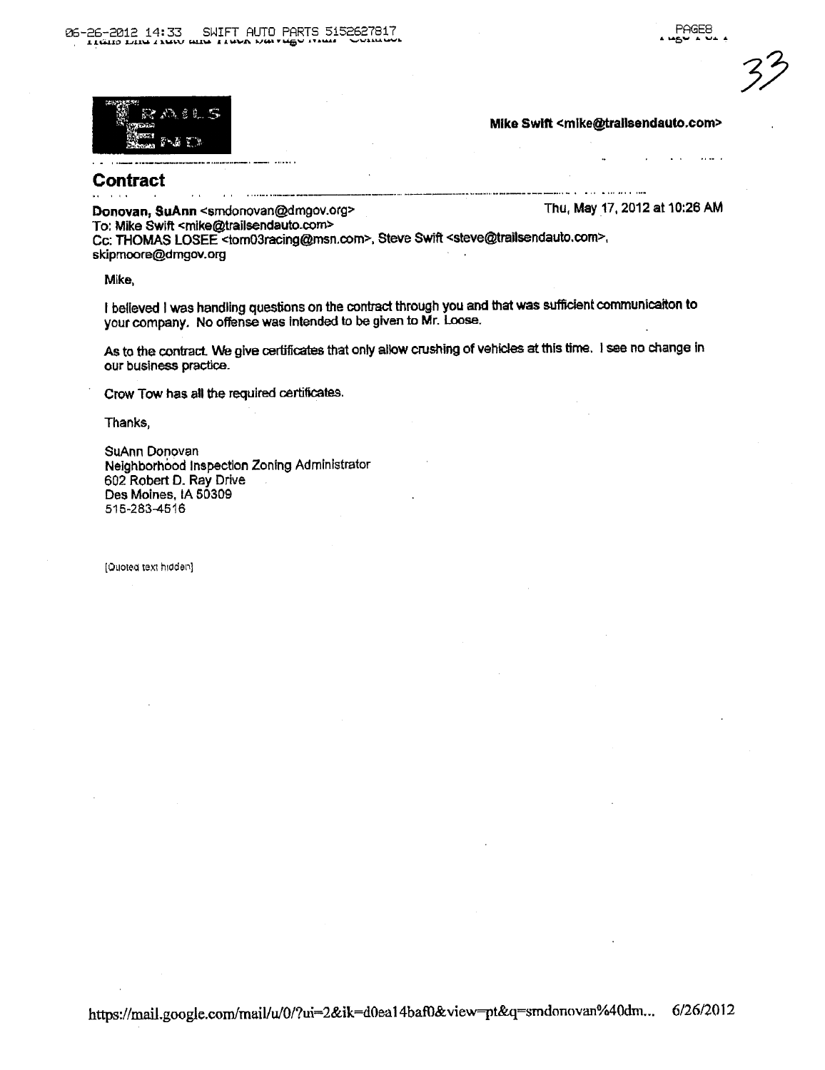Mike Swift <mike@trailsendauto.com>

## Contract

**Donovan, SuAnn** <smdonovan@dmgov.org> Thu, May 17, 2012 at 10:26 AM
To: Mike Swift <mike@trailsendauto.com>
Cc: THOMAS LOSEE <tom03racing@msn.com>, Steve Swift <steve@trailsendauto.com>, skipmoore@dmgov.org

Mike,

I believed I was handling questions on the contract through you and that was sufficient communicaiton to your company. No offense was intended to be given to Mr. Loose.

As to the contract. We give certificates that only allow crushing of vehicles at this time. I see no change in our business practice.

Crow Tow has all the required certificates.

Thanks,

SuAnn Donovan
Neighborhood Inspection Zoning Administrator
602 Robert D. Ray Drive
Des Moines, IA 50309
515-283-4516

[Quoted text hidden]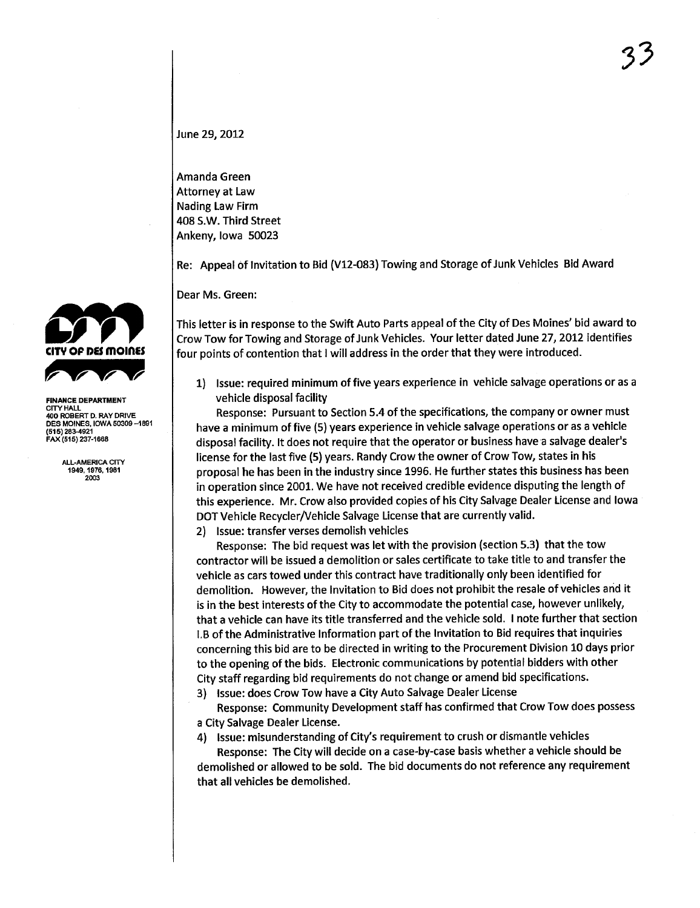CITY OF DES MOINES

FINANCE DEPARTMENT
CITY HALL
400 ROBERT D. RAY DRIVE
DES MOINES, IOWA 50309-1891
(515) 283-4921
FAX (515) 237-1668

ALL-AMERICA CITY
1949, 1976, 1981
2003

June 29, 2012

Amanda Green
Attorney at Law
Nading Law Firm
408 S.W. Third Street
Ankeny, Iowa 50023

Re: Appeal of Invitation to Bid (V12-083) Towing and Storage of Junk Vehicles Bid Award

Dear Ms. Green:

This letter is in response to the Swift Auto Parts appeal of the City of Des Moines' bid award to Crow Tow for Towing and Storage of Junk Vehicles. Your letter dated June 27, 2012 identifies four points of contention that I will address in the order that they were introduced.

1) Issue: required minimum of five years experience in vehicle salvage operations or as a vehicle disposal facility

   Response: Pursuant to Section 5.4 of the specifications, the company or owner must have a minimum of five (5) years experience in vehicle salvage operations or as a vehicle disposal facility. It does not require that the operator or business have a salvage dealer's license for the last five (5) years. Randy Crow the owner of Crow Tow, states in his proposal he has been in the industry since 1996. He further states this business has been in operation since 2001. We have not received credible evidence disputing the length of this experience. Mr. Crow also provided copies of his City Salvage Dealer License and Iowa DOT Vehicle Recycler/Vehicle Salvage License that are currently valid.

2) Issue: transfer verses demolish vehicles

   Response: The bid request was let with the provision (section 5.3) that the tow contractor will be issued a demolition or sales certificate to take title to and transfer the vehicle as cars towed under this contract have traditionally only been identified for demolition. However, the Invitation to Bid does not prohibit the resale of vehicles and it is in the best interests of the City to accommodate the potential case, however unlikely, that a vehicle can have its title transferred and the vehicle sold. I note further that section I.B of the Administrative Information part of the Invitation to Bid requires that inquiries concerning this bid are to be directed in writing to the Procurement Division 10 days prior to the opening of the bids. Electronic communications by potential bidders with other City staff regarding bid requirements do not change or amend bid specifications.

3) Issue: does Crow Tow have a City Auto Salvage Dealer License

   Response: Community Development staff has confirmed that Crow Tow does possess a City Salvage Dealer License.

4) Issue: misunderstanding of City's requirement to crush or dismantle vehicles

   Response: The City will decide on a case-by-case basis whether a vehicle should be demolished or allowed to be sold. The bid documents do not reference any requirement that all vehicles be demolished.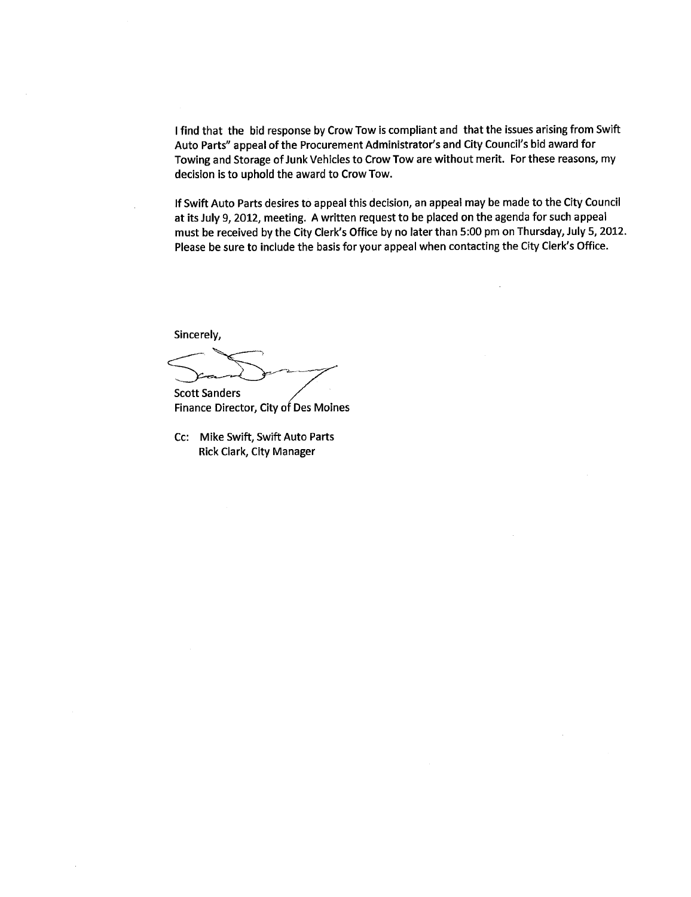I find that the bid response by Crow Tow is compliant and that the issues arising from Swift Auto Parts" appeal of the Procurement Administrator's and City Council's bid award for Towing and Storage of Junk Vehicles to Crow Tow are without merit. For these reasons, my decision is to uphold the award to Crow Tow.

If Swift Auto Parts desires to appeal this decision, an appeal may be made to the City Council at its July 9, 2012, meeting. A written request to be placed on the agenda for such appeal must be received by the City Clerk's Office by no later than 5:00 pm on Thursday, July 5, 2012. Please be sure to include the basis for your appeal when contacting the City Clerk's Office.

Sincerely,

Scott Sanders
Finance Director, City of Des Moines

Cc: Mike Swift, Swift Auto Parts
Rick Clark, City Manager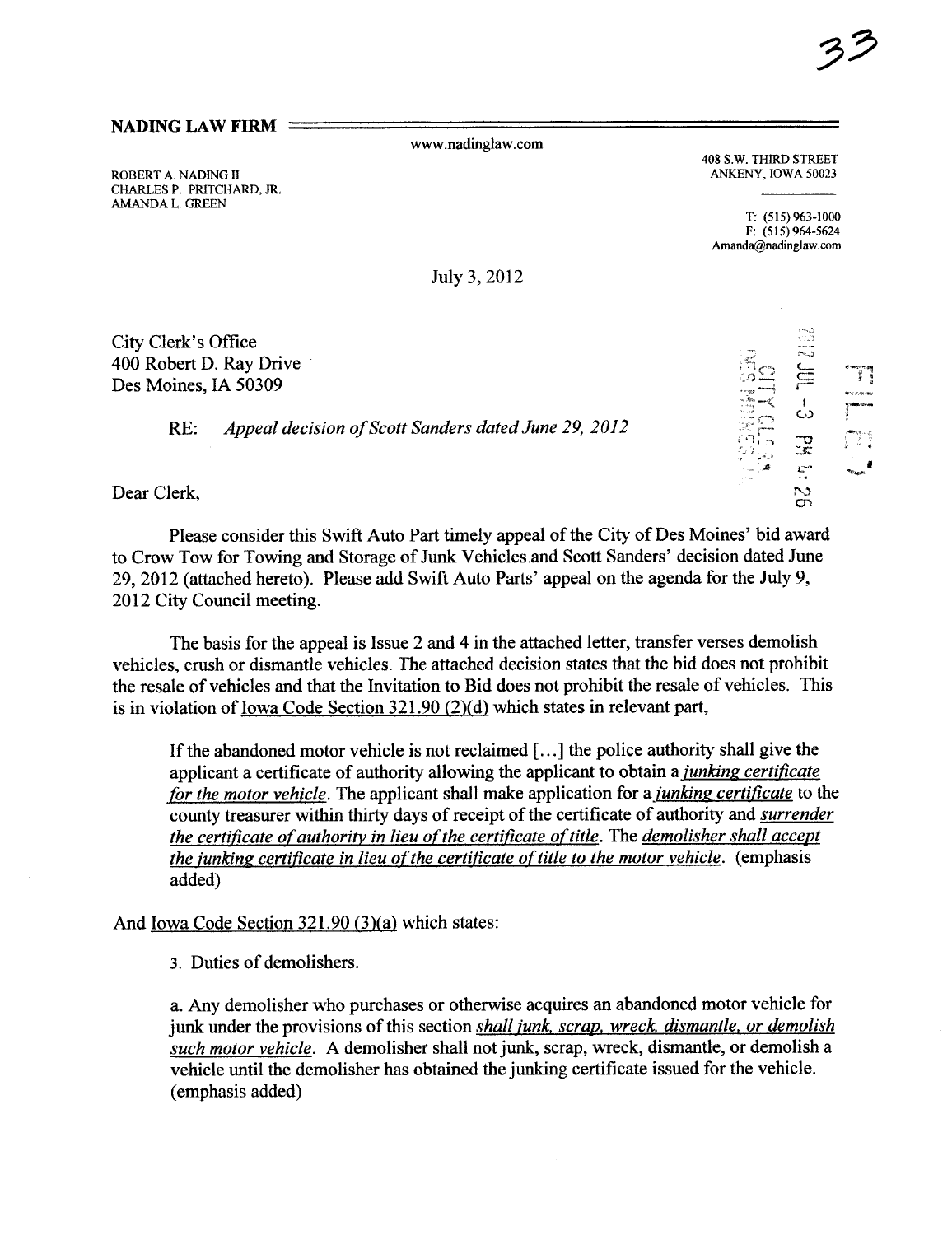33

**NADING LAW FIRM**

www.nadinglaw.com

ROBERT A. NADING II
CHARLES P. PRITCHARD, JR.
AMANDA L. GREEN

408 S.W. THIRD STREET
ANKENY, IOWA 50023

T: (515) 963-1000
F: (515) 964-5624
Amanda@nadinglaw.com

July 3, 2012

City Clerk's Office
400 Robert D. Ray Drive
Des Moines, IA 50309

2012 JUL -3 PM 4:26
CITY CLERK
DES MOINES, IA
FILED

RE: *Appeal decision of Scott Sanders dated June 29, 2012*

Dear Clerk,

Please consider this Swift Auto Part timely appeal of the City of Des Moines' bid award to Crow Tow for Towing and Storage of Junk Vehicles and Scott Sanders' decision dated June 29, 2012 (attached hereto). Please add Swift Auto Parts' appeal on the agenda for the July 9, 2012 City Council meeting.

The basis for the appeal is Issue 2 and 4 in the attached letter, transfer verses demolish vehicles, crush or dismantle vehicles. The attached decision states that the bid does not prohibit the resale of vehicles and that the Invitation to Bid does not prohibit the resale of vehicles. This is in violation of Iowa Code Section 321.90 (2)(d) which states in relevant part,

> If the abandoned motor vehicle is not reclaimed [...] the police authority shall give the applicant a certificate of authority allowing the applicant to obtain a *junking certificate for the motor vehicle*. The applicant shall make application for a *junking certificate* to the county treasurer within thirty days of receipt of the certificate of authority and *surrender the certificate of authority in lieu of the certificate of title*. The *demolisher shall accept the junking certificate in lieu of the certificate of title to the motor vehicle*. (emphasis added)

And Iowa Code Section 321.90 (3)(a) which states:

> 3. Duties of demolishers.
>
> a. Any demolisher who purchases or otherwise acquires an abandoned motor vehicle for junk under the provisions of this section *shall junk, scrap, wreck, dismantle, or demolish such motor vehicle*. A demolisher shall not junk, scrap, wreck, dismantle, or demolish a vehicle until the demolisher has obtained the junking certificate issued for the vehicle. (emphasis added)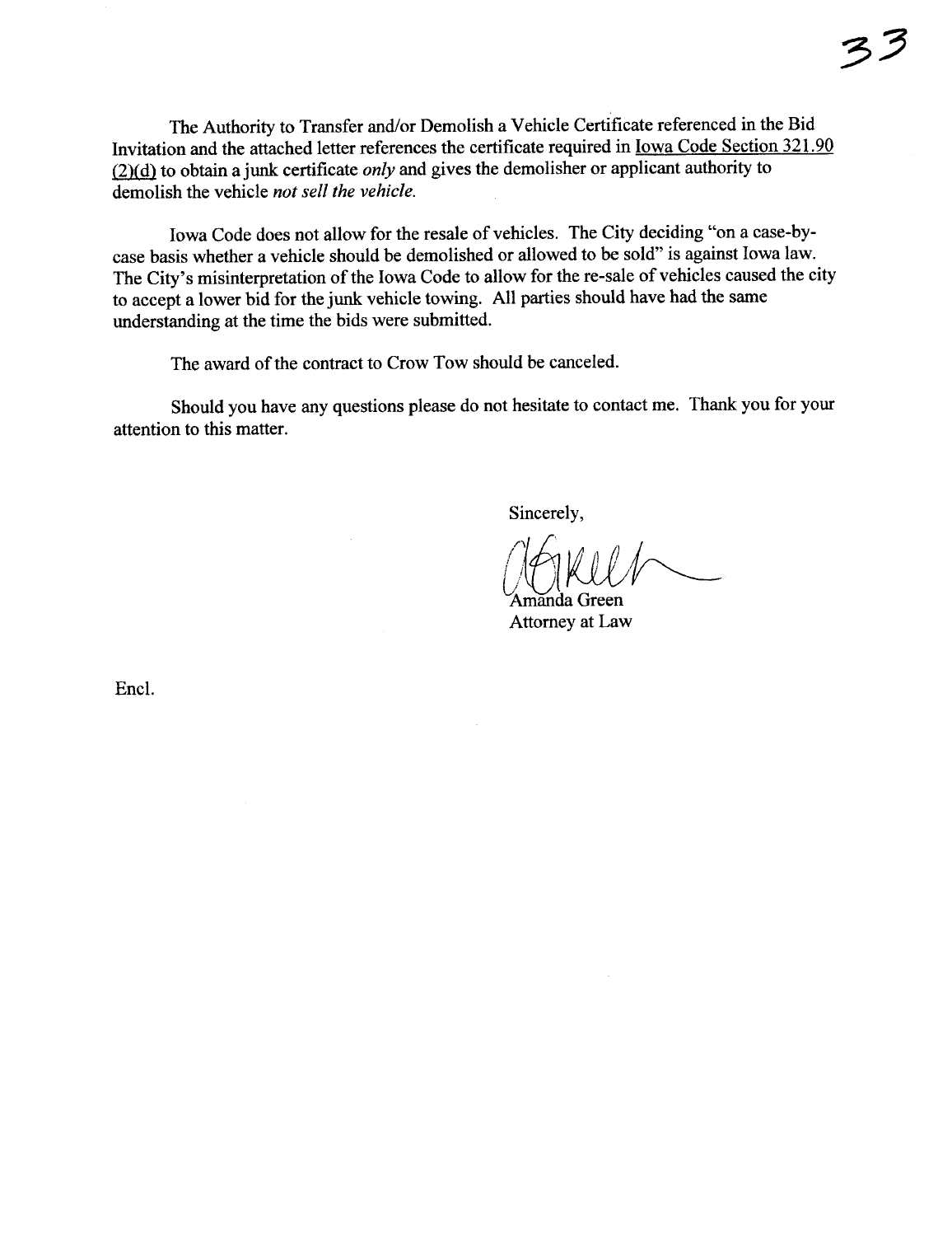The Authority to Transfer and/or Demolish a Vehicle Certificate referenced in the Bid Invitation and the attached letter references the certificate required in Iowa Code Section 321.90 (2)(d) to obtain a junk certificate *only* and gives the demolisher or applicant authority to demolish the vehicle *not sell the vehicle.*

Iowa Code does not allow for the resale of vehicles. The City deciding "on a case-by-case basis whether a vehicle should be demolished or allowed to be sold" is against Iowa law. The City's misinterpretation of the Iowa Code to allow for the re-sale of vehicles caused the city to accept a lower bid for the junk vehicle towing. All parties should have had the same understanding at the time the bids were submitted.

The award of the contract to Crow Tow should be canceled.

Should you have any questions please do not hesitate to contact me. Thank you for your attention to this matter.

Sincerely,

Amanda Green
Attorney at Law

Encl.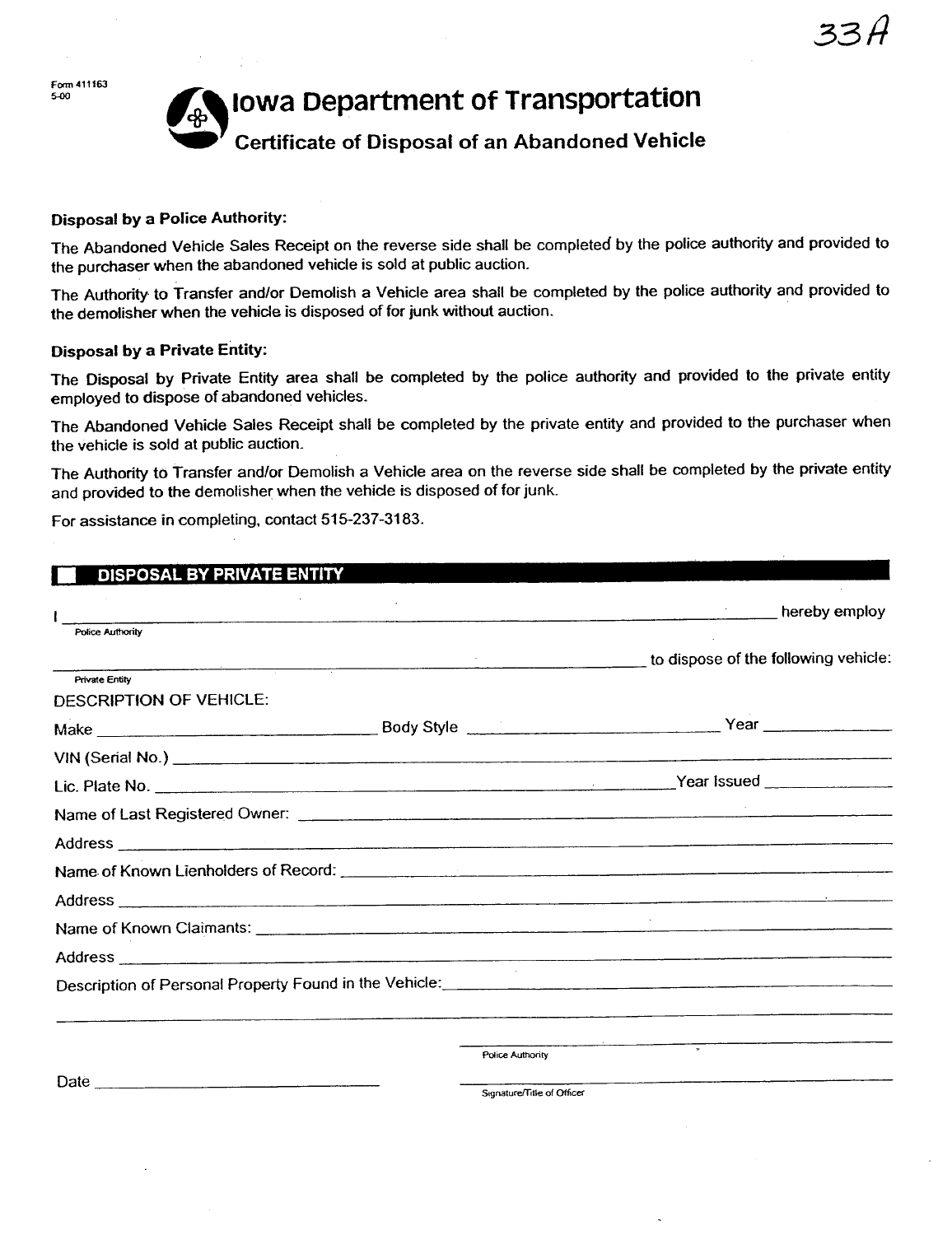33A

Form 411163
5-00

# Iowa Department of Transportation

## Certificate of Disposal of an Abandoned Vehicle

**Disposal by a Police Authority:**

The Abandoned Vehicle Sales Receipt on the reverse side shall be completed by the police authority and provided to the purchaser when the abandoned vehicle is sold at public auction.

The Authority to Transfer and/or Demolish a Vehicle area shall be completed by the police authority and provided to the demolisher when the vehicle is disposed of for junk without auction.

**Disposal by a Private Entity:**

The Disposal by Private Entity area shall be completed by the police authority and provided to the private entity employed to dispose of abandoned vehicles.

The Abandoned Vehicle Sales Receipt shall be completed by the private entity and provided to the purchaser when the vehicle is sold at public auction.

The Authority to Transfer and/or Demolish a Vehicle area on the reverse side shall be completed by the private entity and provided to the demolisher when the vehicle is disposed of for junk.

For assistance in completing, contact 515-237-3183.

### DISPOSAL BY PRIVATE ENTITY

I ______________________________________________ hereby employ
Police Authority

______________________________________________ to dispose of the following vehicle:
Private Entity

DESCRIPTION OF VEHICLE:

Make ____________________ Body Style ____________________ Year __________

VIN (Serial No.) ______________________________________________

Lic. Plate No. ______________________________ Year Issued __________

Name of Last Registered Owner: ______________________________________________

Address ______________________________________________

Name of Known Lienholders of Record: ______________________________________________

Address ______________________________________________

Name of Known Claimants: ______________________________________________

Address ______________________________________________

Description of Personal Property Found in the Vehicle: ______________________________________________

______________________________________________

______________________________
Police Authority

Date ____________________ ______________________________
Signature/Title of Officer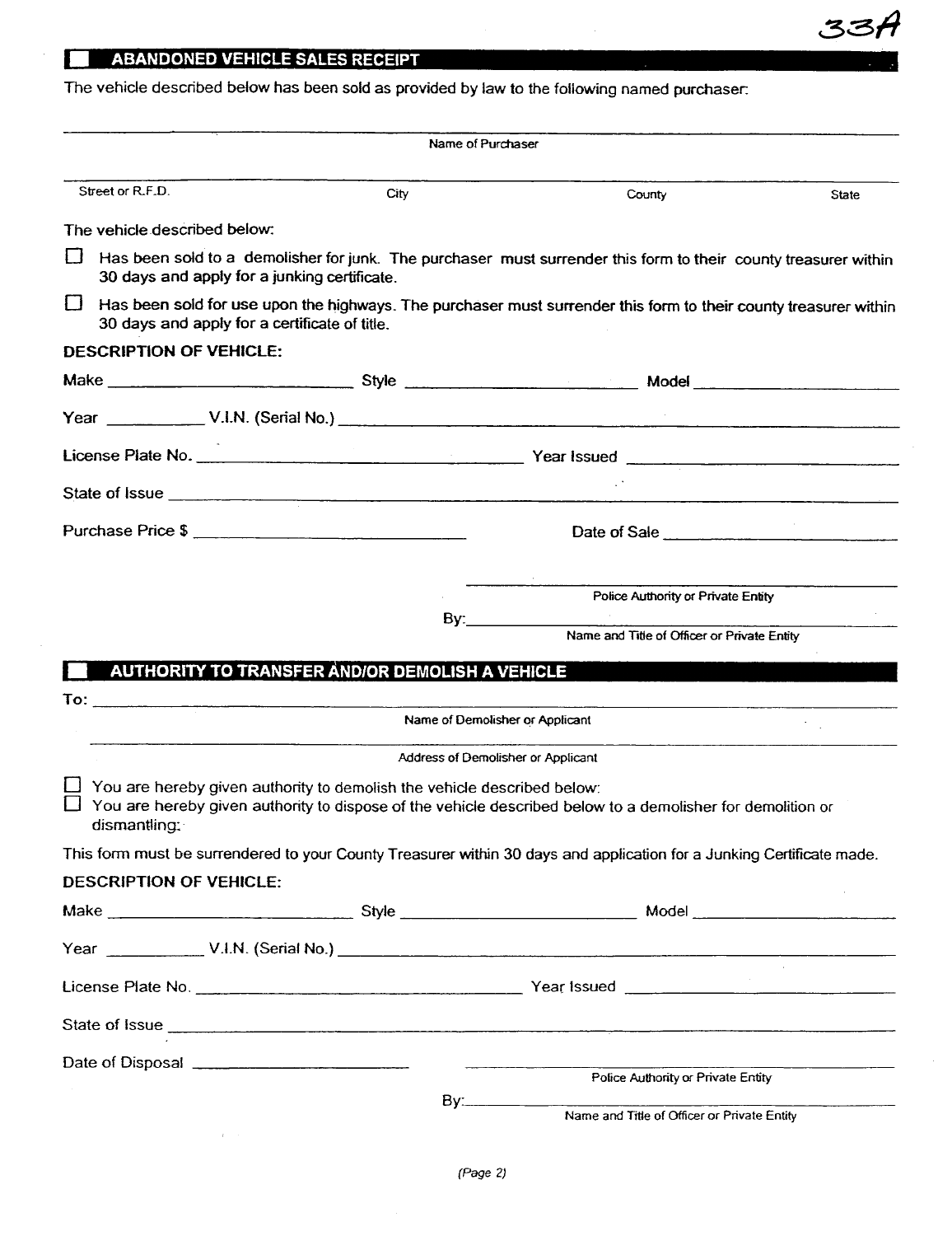33A

## ABANDONED VEHICLE SALES RECEIPT

The vehicle described below has been sold as provided by law to the following named purchaser:

______________________________________________
Name of Purchaser

______________________________________________
Street or R.F.D. | City | County | State

The vehicle described below:

☐ Has been sold to a demolisher for junk. The purchaser must surrender this form to their county treasurer within 30 days and apply for a junking certificate.

☐ Has been sold for use upon the highways. The purchaser must surrender this form to their county treasurer within 30 days and apply for a certificate of title.

**DESCRIPTION OF VEHICLE:**

Make ____________________ Style ____________________ Model ____________________

Year __________ V.I.N. (Serial No.) ______________________________________________

License Plate No. ____________________________ Year Issued ____________________________

State of Issue ______________________________________________

Purchase Price $ ____________________________ Date of Sale ____________________________

______________________________________________
Police Authority or Private Entity

By: ______________________________________________
Name and Title of Officer or Private Entity

## AUTHORITY TO TRANSFER AND/OR DEMOLISH A VEHICLE

To: ______________________________________________
Name of Demolisher or Applicant

______________________________________________
Address of Demolisher or Applicant

☐ You are hereby given authority to demolish the vehicle described below:
☐ You are hereby given authority to dispose of the vehicle described below to a demolisher for demolition or dismantling:

This form must be surrendered to your County Treasurer within 30 days and application for a Junking Certificate made.

**DESCRIPTION OF VEHICLE:**

Make ____________________ Style ____________________ Model ____________________

Year __________ V.I.N. (Serial No.) ______________________________________________

License Plate No. ____________________________ Year Issued ____________________________

State of Issue ______________________________________________

Date of Disposal ____________________________

______________________________________________
Police Authority or Private Entity

By: ______________________________________________
Name and Title of Officer or Private Entity